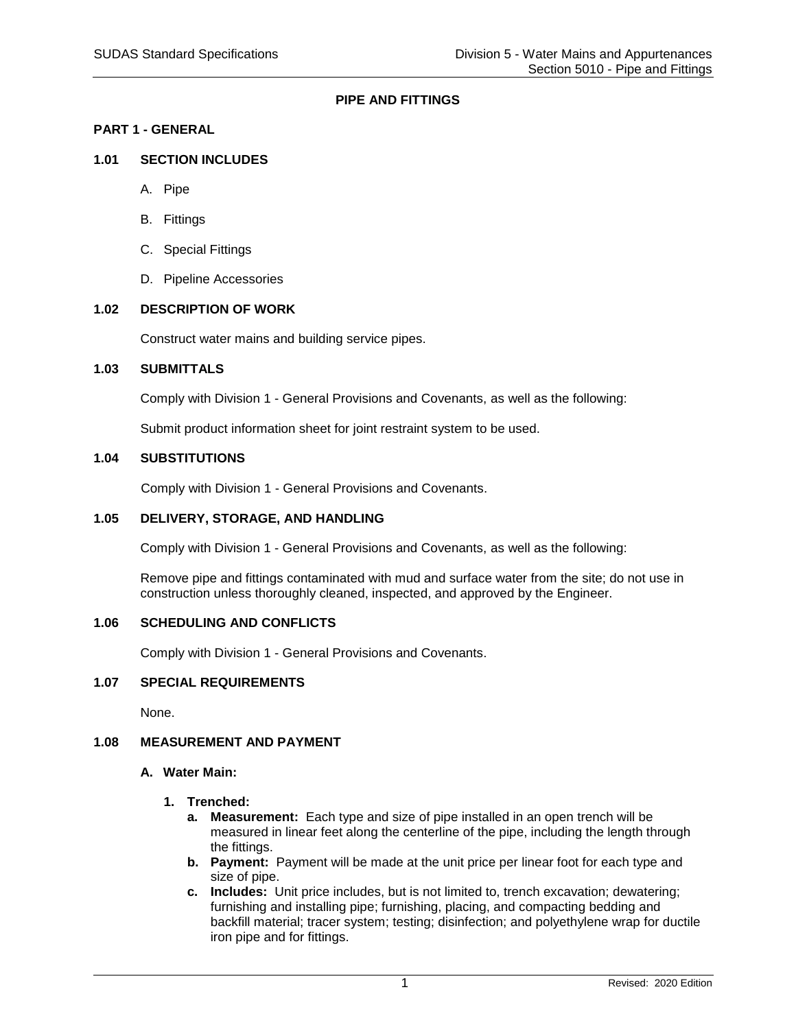# PIPE AND FITTINGS

## PART 1 - GENERAL

### 1.01 SECTION INCLUDES

A. Pipe

B. Fittings

C. Special Fittings

D. Pipeline Accessories

### 1.02 DESCRIPTION OF WORK

Construct water mains and building service pipes.

### 1.03 SUBMITTALS

Comply with Division 1 - General Provisions and Covenants, as well as the following:

Submit product information sheet for joint restraint system to be used.

### 1.04 SUBSTITUTIONS

Comply with Division 1 - General Provisions and Covenants.

### 1.05 DELIVERY, STORAGE, AND HANDLING

Comply with Division 1 - General Provisions and Covenants, as well as the following:

Remove pipe and fittings contaminated with mud and surface water from the site; do not use in construction unless thoroughly cleaned, inspected, and approved by the Engineer.

### 1.06 SCHEDULING AND CONFLICTS

Comply with Division 1 - General Provisions and Covenants.

### 1.07 SPECIAL REQUIREMENTS

None.

### 1.08 MEASUREMENT AND PAYMENT

**A. Water Main:**

1. **Trenched:**
   a. **Measurement:** Each type and size of pipe installed in an open trench will be measured in linear feet along the centerline of the pipe, including the length through the fittings.
   b. **Payment:** Payment will be made at the unit price per linear foot for each type and size of pipe.
   c. **Includes:** Unit price includes, but is not limited to, trench excavation; dewatering; furnishing and installing pipe; furnishing, placing, and compacting bedding and backfill material; tracer system; testing; disinfection; and polyethylene wrap for ductile iron pipe and for fittings.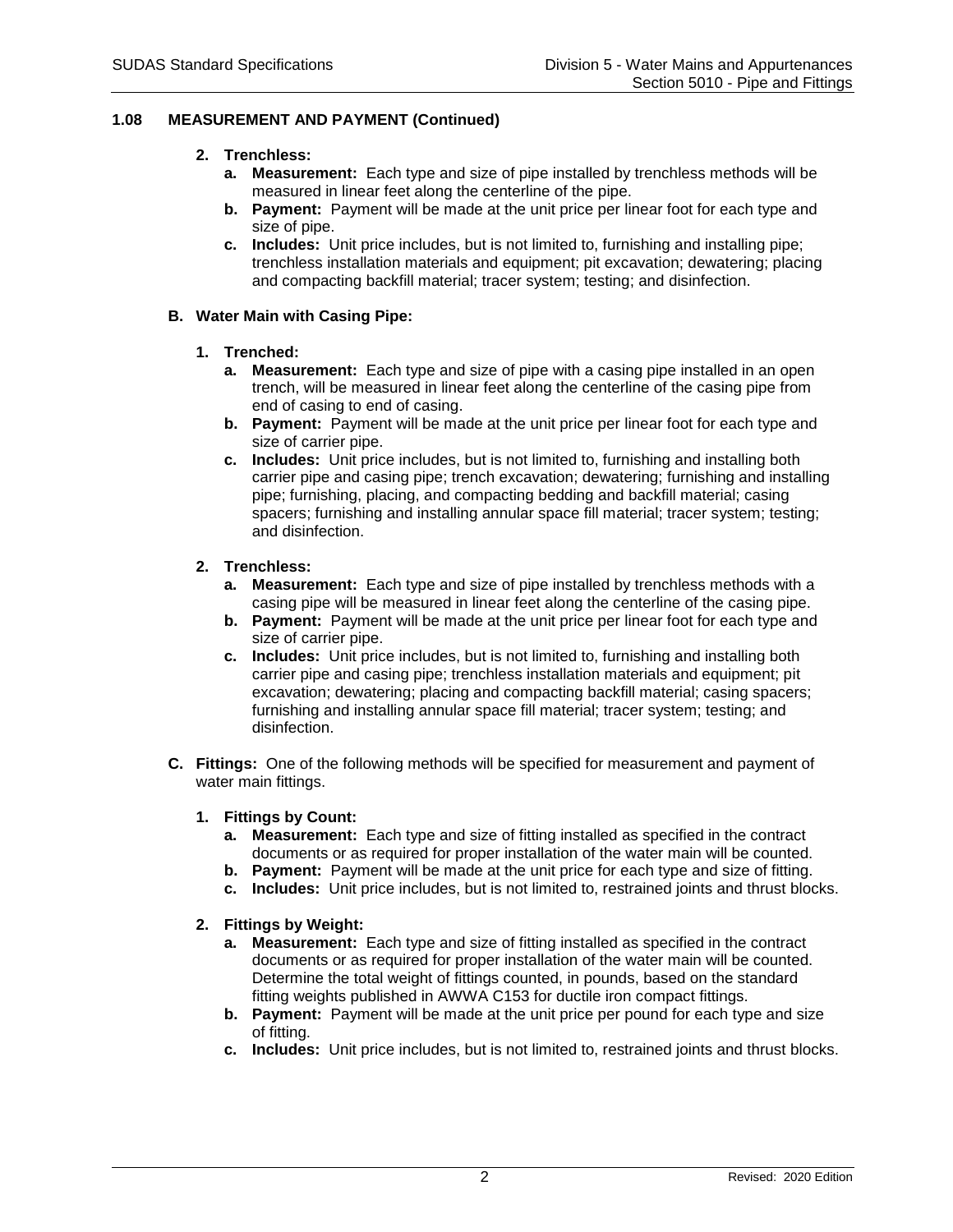## 1.08 MEASUREMENT AND PAYMENT (Continued)

2. **Trenchless:**
   a. **Measurement:** Each type and size of pipe installed by trenchless methods will be measured in linear feet along the centerline of the pipe.
   b. **Payment:** Payment will be made at the unit price per linear foot for each type and size of pipe.
   c. **Includes:** Unit price includes, but is not limited to, furnishing and installing pipe; trenchless installation materials and equipment; pit excavation; dewatering; placing and compacting backfill material; tracer system; testing; and disinfection.

**B. Water Main with Casing Pipe:**

1. **Trenched:**
   a. **Measurement:** Each type and size of pipe with a casing pipe installed in an open trench, will be measured in linear feet along the centerline of the casing pipe from end of casing to end of casing.
   b. **Payment:** Payment will be made at the unit price per linear foot for each type and size of carrier pipe.
   c. **Includes:** Unit price includes, but is not limited to, furnishing and installing both carrier pipe and casing pipe; trench excavation; dewatering; furnishing and installing pipe; furnishing, placing, and compacting bedding and backfill material; casing spacers; furnishing and installing annular space fill material; tracer system; testing; and disinfection.

2. **Trenchless:**
   a. **Measurement:** Each type and size of pipe installed by trenchless methods with a casing pipe will be measured in linear feet along the centerline of the casing pipe.
   b. **Payment:** Payment will be made at the unit price per linear foot for each type and size of carrier pipe.
   c. **Includes:** Unit price includes, but is not limited to, furnishing and installing both carrier pipe and casing pipe; trenchless installation materials and equipment; pit excavation; dewatering; placing and compacting backfill material; casing spacers; furnishing and installing annular space fill material; tracer system; testing; and disinfection.

**C. Fittings:** One of the following methods will be specified for measurement and payment of water main fittings.

1. **Fittings by Count:**
   a. **Measurement:** Each type and size of fitting installed as specified in the contract documents or as required for proper installation of the water main will be counted.
   b. **Payment:** Payment will be made at the unit price for each type and size of fitting.
   c. **Includes:** Unit price includes, but is not limited to, restrained joints and thrust blocks.

2. **Fittings by Weight:**
   a. **Measurement:** Each type and size of fitting installed as specified in the contract documents or as required for proper installation of the water main will be counted. Determine the total weight of fittings counted, in pounds, based on the standard fitting weights published in AWWA C153 for ductile iron compact fittings.
   b. **Payment:** Payment will be made at the unit price per pound for each type and size of fitting.
   c. **Includes:** Unit price includes, but is not limited to, restrained joints and thrust blocks.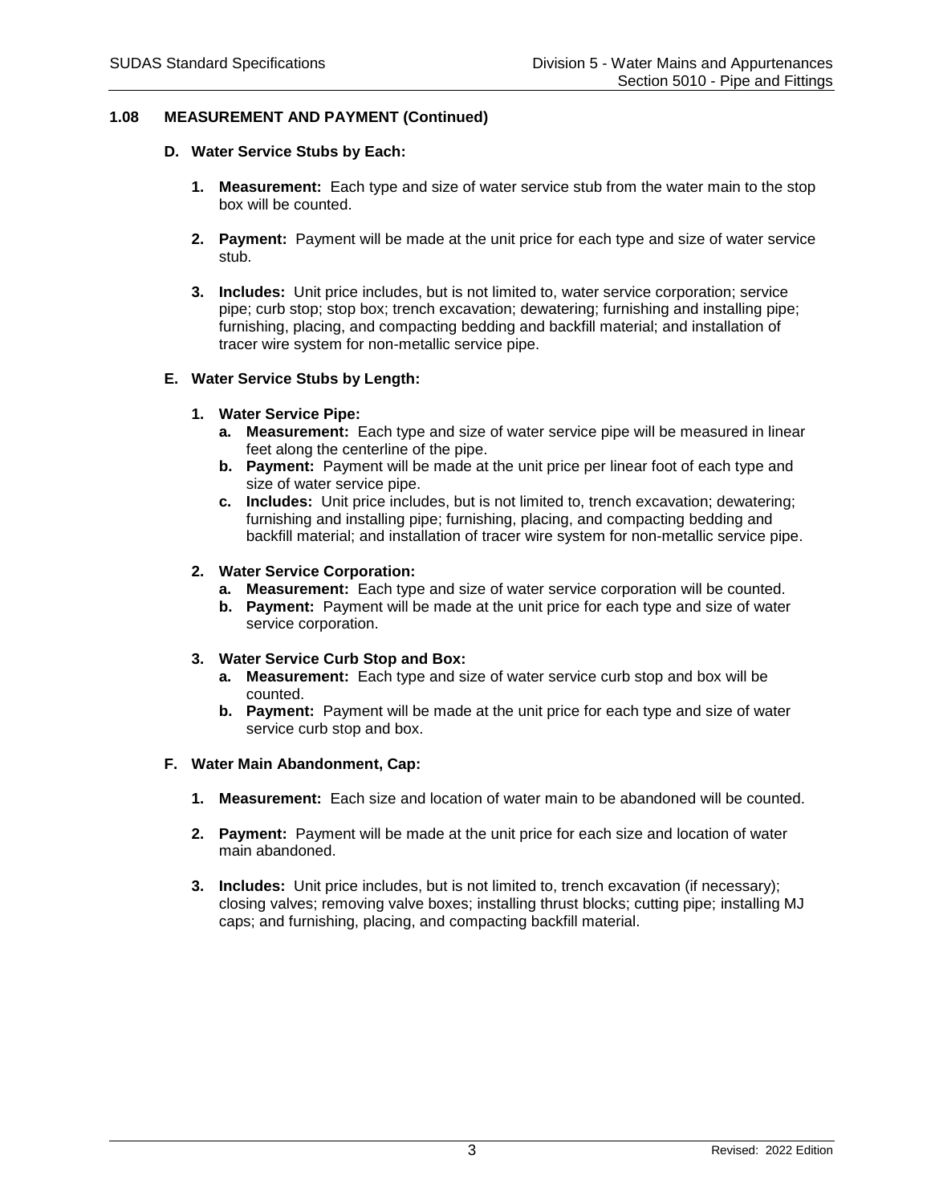## 1.08 MEASUREMENT AND PAYMENT (Continued)

### D. Water Service Stubs by Each:

1. **Measurement:** Each type and size of water service stub from the water main to the stop box will be counted.

2. **Payment:** Payment will be made at the unit price for each type and size of water service stub.

3. **Includes:** Unit price includes, but is not limited to, water service corporation; service pipe; curb stop; stop box; trench excavation; dewatering; furnishing and installing pipe; furnishing, placing, and compacting bedding and backfill material; and installation of tracer wire system for non-metallic service pipe.

### E. Water Service Stubs by Length:

1. **Water Service Pipe:**
   a. **Measurement:** Each type and size of water service pipe will be measured in linear feet along the centerline of the pipe.
   b. **Payment:** Payment will be made at the unit price per linear foot of each type and size of water service pipe.
   c. **Includes:** Unit price includes, but is not limited to, trench excavation; dewatering; furnishing and installing pipe; furnishing, placing, and compacting bedding and backfill material; and installation of tracer wire system for non-metallic service pipe.

2. **Water Service Corporation:**
   a. **Measurement:** Each type and size of water service corporation will be counted.
   b. **Payment:** Payment will be made at the unit price for each type and size of water service corporation.

3. **Water Service Curb Stop and Box:**
   a. **Measurement:** Each type and size of water service curb stop and box will be counted.
   b. **Payment:** Payment will be made at the unit price for each type and size of water service curb stop and box.

### F. Water Main Abandonment, Cap:

1. **Measurement:** Each size and location of water main to be abandoned will be counted.

2. **Payment:** Payment will be made at the unit price for each size and location of water main abandoned.

3. **Includes:** Unit price includes, but is not limited to, trench excavation (if necessary); closing valves; removing valve boxes; installing thrust blocks; cutting pipe; installing MJ caps; and furnishing, placing, and compacting backfill material.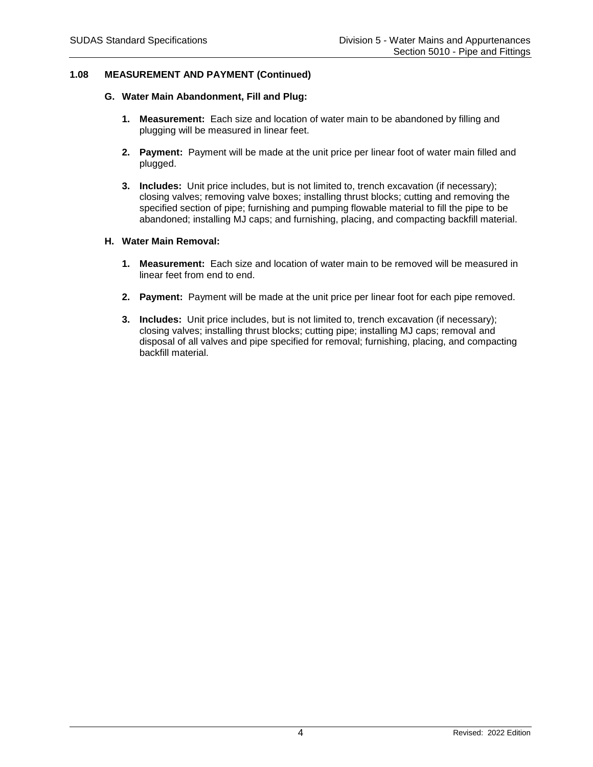## 1.08 MEASUREMENT AND PAYMENT (Continued)

### G. Water Main Abandonment, Fill and Plug:

1. **Measurement:** Each size and location of water main to be abandoned by filling and plugging will be measured in linear feet.

2. **Payment:** Payment will be made at the unit price per linear foot of water main filled and plugged.

3. **Includes:** Unit price includes, but is not limited to, trench excavation (if necessary); closing valves; removing valve boxes; installing thrust blocks; cutting and removing the specified section of pipe; furnishing and pumping flowable material to fill the pipe to be abandoned; installing MJ caps; and furnishing, placing, and compacting backfill material.

### H. Water Main Removal:

1. **Measurement:** Each size and location of water main to be removed will be measured in linear feet from end to end.

2. **Payment:** Payment will be made at the unit price per linear foot for each pipe removed.

3. **Includes:** Unit price includes, but is not limited to, trench excavation (if necessary); closing valves; installing thrust blocks; cutting pipe; installing MJ caps; removal and disposal of all valves and pipe specified for removal; furnishing, placing, and compacting backfill material.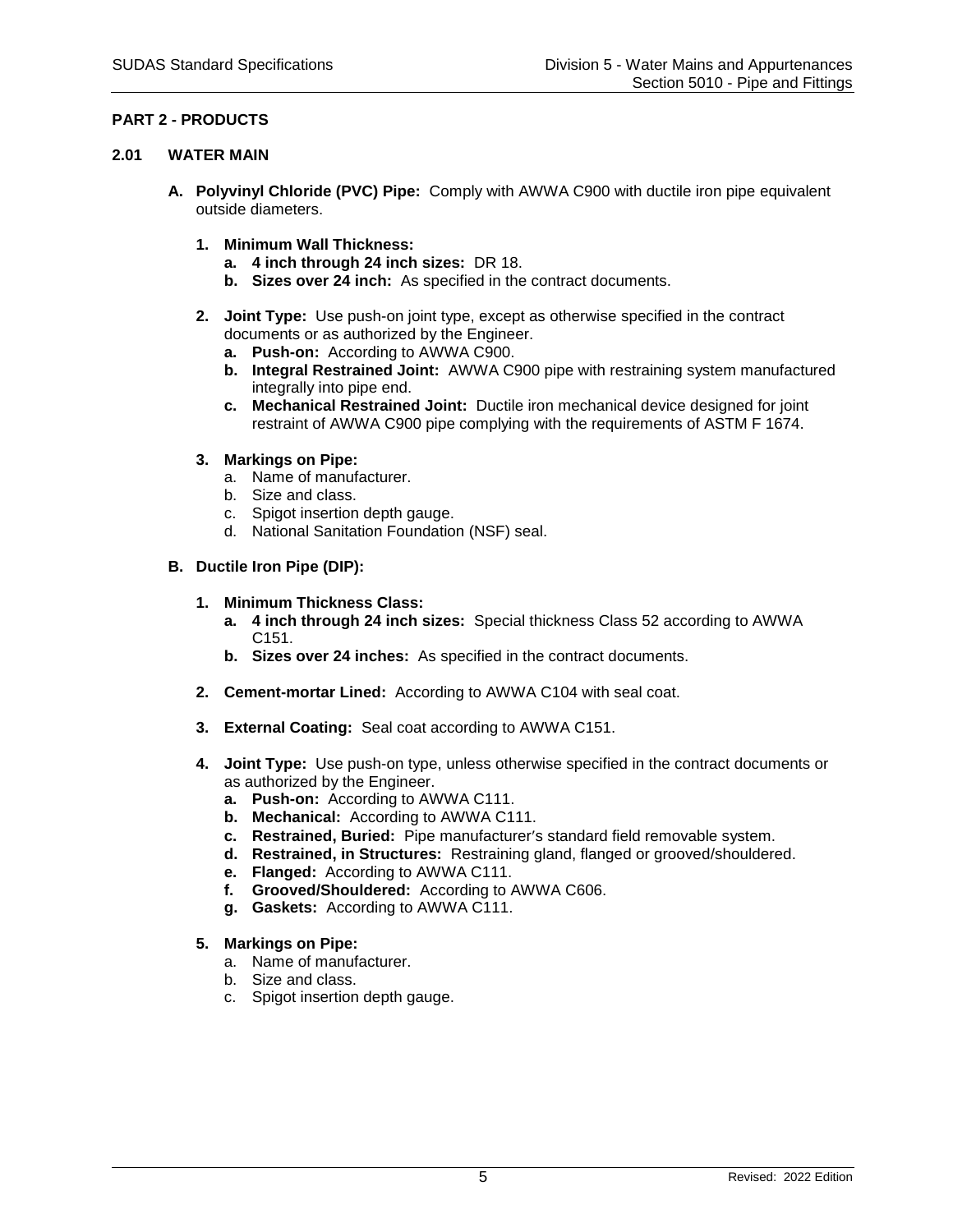## PART 2 - PRODUCTS

### 2.01 WATER MAIN

**A. Polyvinyl Chloride (PVC) Pipe:** Comply with AWWA C900 with ductile iron pipe equivalent outside diameters.

1. **Minimum Wall Thickness:**
   a. **4 inch through 24 inch sizes:** DR 18.
   b. **Sizes over 24 inch:** As specified in the contract documents.

2. **Joint Type:** Use push-on joint type, except as otherwise specified in the contract documents or as authorized by the Engineer.
   a. **Push-on:** According to AWWA C900.
   b. **Integral Restrained Joint:** AWWA C900 pipe with restraining system manufactured integrally into pipe end.
   c. **Mechanical Restrained Joint:** Ductile iron mechanical device designed for joint restraint of AWWA C900 pipe complying with the requirements of ASTM F 1674.

3. **Markings on Pipe:**
   a. Name of manufacturer.
   b. Size and class.
   c. Spigot insertion depth gauge.
   d. National Sanitation Foundation (NSF) seal.

**B. Ductile Iron Pipe (DIP):**

1. **Minimum Thickness Class:**
   a. **4 inch through 24 inch sizes:** Special thickness Class 52 according to AWWA C151.
   b. **Sizes over 24 inches:** As specified in the contract documents.

2. **Cement-mortar Lined:** According to AWWA C104 with seal coat.

3. **External Coating:** Seal coat according to AWWA C151.

4. **Joint Type:** Use push-on type, unless otherwise specified in the contract documents or as authorized by the Engineer.
   a. **Push-on:** According to AWWA C111.
   b. **Mechanical:** According to AWWA C111.
   c. **Restrained, Buried:** Pipe manufacturer's standard field removable system.
   d. **Restrained, in Structures:** Restraining gland, flanged or grooved/shouldered.
   e. **Flanged:** According to AWWA C111.
   f. **Grooved/Shouldered:** According to AWWA C606.
   g. **Gaskets:** According to AWWA C111.

5. **Markings on Pipe:**
   a. Name of manufacturer.
   b. Size and class.
   c. Spigot insertion depth gauge.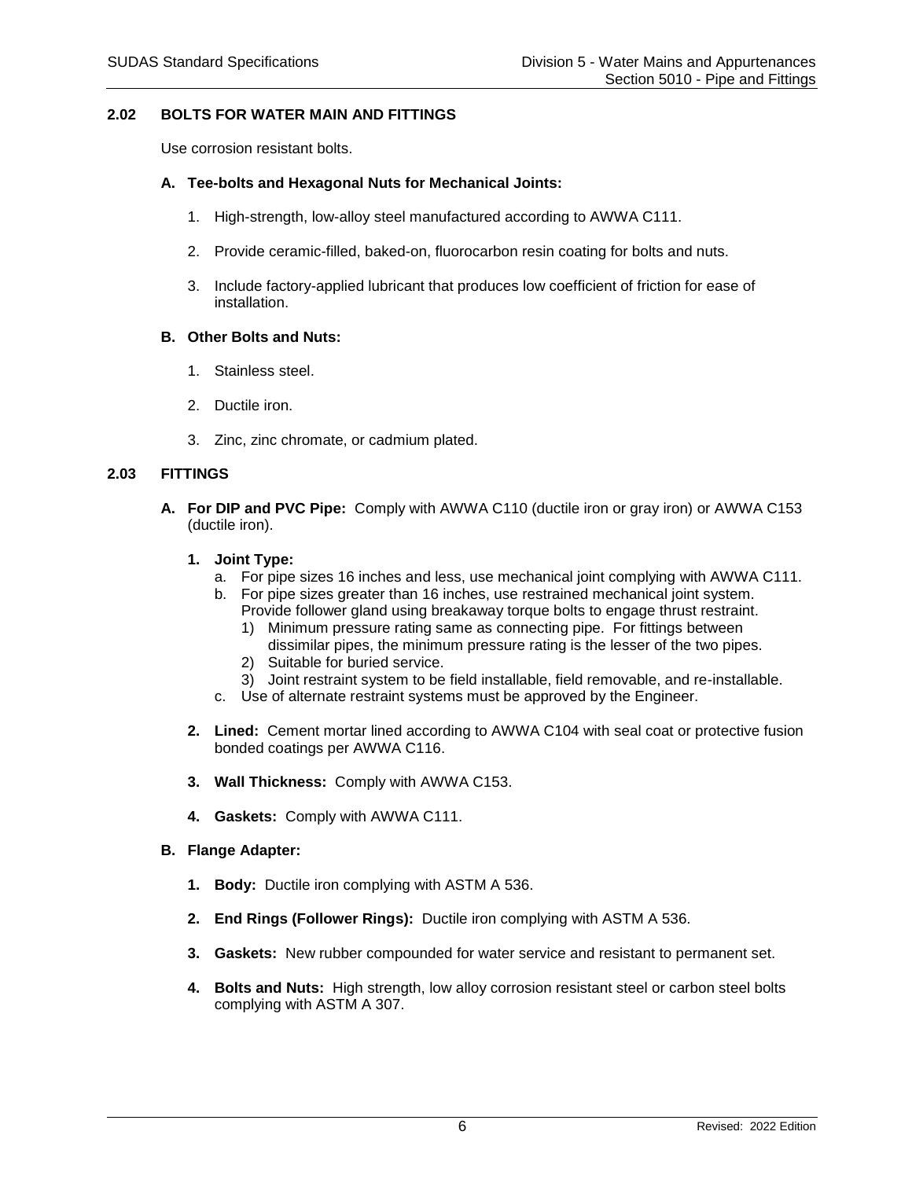## 2.02 BOLTS FOR WATER MAIN AND FITTINGS

Use corrosion resistant bolts.

### A. Tee-bolts and Hexagonal Nuts for Mechanical Joints:

1. High-strength, low-alloy steel manufactured according to AWWA C111.
2. Provide ceramic-filled, baked-on, fluorocarbon resin coating for bolts and nuts.
3. Include factory-applied lubricant that produces low coefficient of friction for ease of installation.

### B. Other Bolts and Nuts:

1. Stainless steel.
2. Ductile iron.
3. Zinc, zinc chromate, or cadmium plated.

## 2.03 FITTINGS

**A. For DIP and PVC Pipe:** Comply with AWWA C110 (ductile iron or gray iron) or AWWA C153 (ductile iron).

1. **Joint Type:**
   a. For pipe sizes 16 inches and less, use mechanical joint complying with AWWA C111.
   b. For pipe sizes greater than 16 inches, use restrained mechanical joint system. Provide follower gland using breakaway torque bolts to engage thrust restraint.
      1) Minimum pressure rating same as connecting pipe. For fittings between dissimilar pipes, the minimum pressure rating is the lesser of the two pipes.
      2) Suitable for buried service.
      3) Joint restraint system to be field installable, field removable, and re-installable.
   c. Use of alternate restraint systems must be approved by the Engineer.

2. **Lined:** Cement mortar lined according to AWWA C104 with seal coat or protective fusion bonded coatings per AWWA C116.

3. **Wall Thickness:** Comply with AWWA C153.

4. **Gaskets:** Comply with AWWA C111.

### B. Flange Adapter:

1. **Body:** Ductile iron complying with ASTM A 536.

2. **End Rings (Follower Rings):** Ductile iron complying with ASTM A 536.

3. **Gaskets:** New rubber compounded for water service and resistant to permanent set.

4. **Bolts and Nuts:** High strength, low alloy corrosion resistant steel or carbon steel bolts complying with ASTM A 307.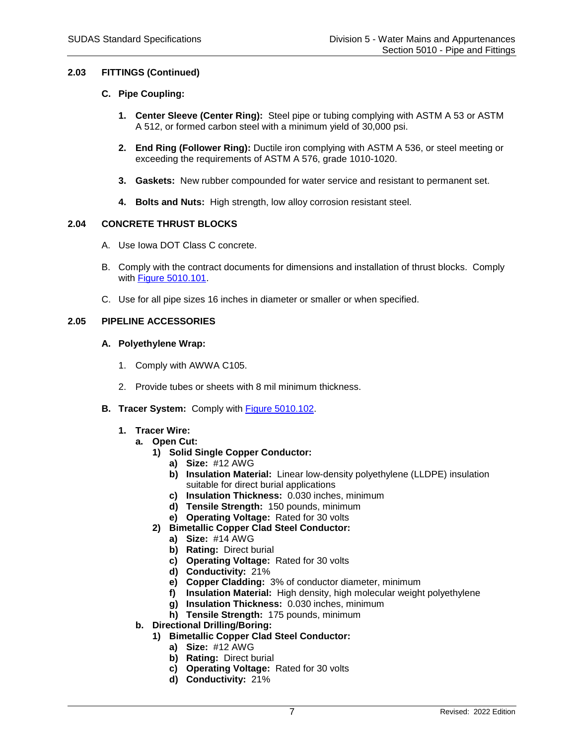## 2.03 FITTINGS (Continued)

**C. Pipe Coupling:**

1. **Center Sleeve (Center Ring):** Steel pipe or tubing complying with ASTM A 53 or ASTM A 512, or formed carbon steel with a minimum yield of 30,000 psi.

2. **End Ring (Follower Ring):** Ductile iron complying with ASTM A 536, or steel meeting or exceeding the requirements of ASTM A 576, grade 1010-1020.

3. **Gaskets:** New rubber compounded for water service and resistant to permanent set.

4. **Bolts and Nuts:** High strength, low alloy corrosion resistant steel.

## 2.04 CONCRETE THRUST BLOCKS

A. Use Iowa DOT Class C concrete.

B. Comply with the contract documents for dimensions and installation of thrust blocks. Comply with Figure 5010.101.

C. Use for all pipe sizes 16 inches in diameter or smaller or when specified.

## 2.05 PIPELINE ACCESSORIES

**A. Polyethylene Wrap:**

1. Comply with AWWA C105.

2. Provide tubes or sheets with 8 mil minimum thickness.

**B. Tracer System:** Comply with Figure 5010.102.

1. **Tracer Wire:**
   a. **Open Cut:**
      1) **Solid Single Copper Conductor:**
         a) **Size:** #12 AWG
         b) **Insulation Material:** Linear low-density polyethylene (LLDPE) insulation suitable for direct burial applications
         c) **Insulation Thickness:** 0.030 inches, minimum
         d) **Tensile Strength:** 150 pounds, minimum
         e) **Operating Voltage:** Rated for 30 volts
      2) **Bimetallic Copper Clad Steel Conductor:**
         a) **Size:** #14 AWG
         b) **Rating:** Direct burial
         c) **Operating Voltage:** Rated for 30 volts
         d) **Conductivity:** 21%
         e) **Copper Cladding:** 3% of conductor diameter, minimum
         f) **Insulation Material:** High density, high molecular weight polyethylene
         g) **Insulation Thickness:** 0.030 inches, minimum
         h) **Tensile Strength:** 175 pounds, minimum
   b. **Directional Drilling/Boring:**
      1) **Bimetallic Copper Clad Steel Conductor:**
         a) **Size:** #12 AWG
         b) **Rating:** Direct burial
         c) **Operating Voltage:** Rated for 30 volts
         d) **Conductivity:** 21%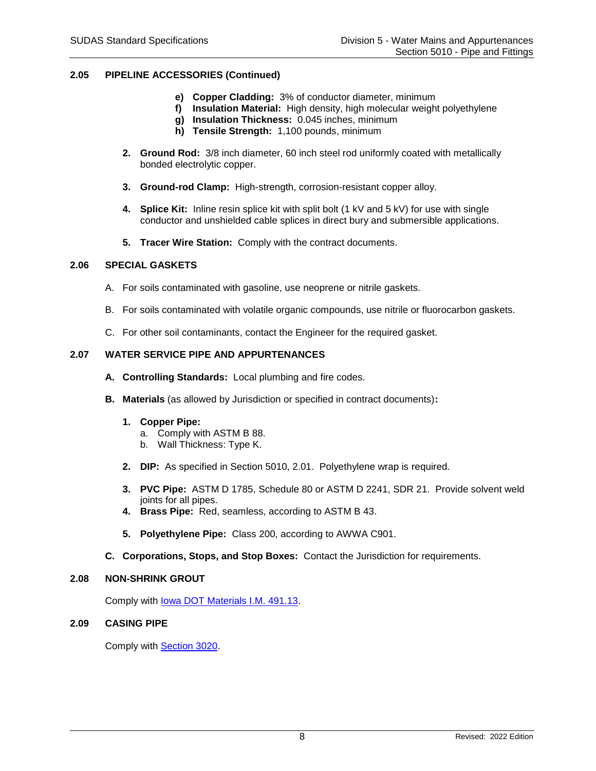## 2.05 PIPELINE ACCESSORIES (Continued)

- **e) Copper Cladding:** 3% of conductor diameter, minimum
- **f) Insulation Material:** High density, high molecular weight polyethylene
- **g) Insulation Thickness:** 0.045 inches, minimum
- **h) Tensile Strength:** 1,100 pounds, minimum

**2. Ground Rod:** 3/8 inch diameter, 60 inch steel rod uniformly coated with metallically bonded electrolytic copper.

**3. Ground-rod Clamp:** High-strength, corrosion-resistant copper alloy.

**4. Splice Kit:** Inline resin splice kit with split bolt (1 kV and 5 kV) for use with single conductor and unshielded cable splices in direct bury and submersible applications.

**5. Tracer Wire Station:** Comply with the contract documents.

## 2.06 SPECIAL GASKETS

A. For soils contaminated with gasoline, use neoprene or nitrile gaskets.

B. For soils contaminated with volatile organic compounds, use nitrile or fluorocarbon gaskets.

C. For other soil contaminants, contact the Engineer for the required gasket.

## 2.07 WATER SERVICE PIPE AND APPURTENANCES

**A. Controlling Standards:** Local plumbing and fire codes.

**B. Materials** (as allowed by Jurisdiction or specified in contract documents)**:**

**1. Copper Pipe:**

a. Comply with ASTM B 88.
b. Wall Thickness: Type K.

**2. DIP:** As specified in Section 5010, 2.01. Polyethylene wrap is required.

**3. PVC Pipe:** ASTM D 1785, Schedule 80 or ASTM D 2241, SDR 21. Provide solvent weld joints for all pipes.

**4. Brass Pipe:** Red, seamless, according to ASTM B 43.

**5. Polyethylene Pipe:** Class 200, according to AWWA C901.

**C. Corporations, Stops, and Stop Boxes:** Contact the Jurisdiction for requirements.

## 2.08 NON-SHRINK GROUT

Comply with Iowa DOT Materials I.M. 491.13.

## 2.09 CASING PIPE

Comply with Section 3020.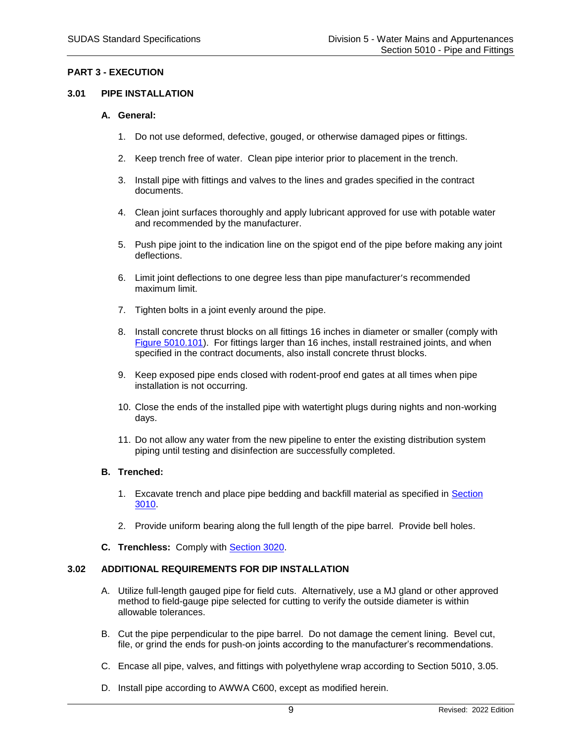## PART 3 - EXECUTION

### 3.01 PIPE INSTALLATION

**A. General:**

1. Do not use deformed, defective, gouged, or otherwise damaged pipes or fittings.

2. Keep trench free of water. Clean pipe interior prior to placement in the trench.

3. Install pipe with fittings and valves to the lines and grades specified in the contract documents.

4. Clean joint surfaces thoroughly and apply lubricant approved for use with potable water and recommended by the manufacturer.

5. Push pipe joint to the indication line on the spigot end of the pipe before making any joint deflections.

6. Limit joint deflections to one degree less than pipe manufacturer's recommended maximum limit.

7. Tighten bolts in a joint evenly around the pipe.

8. Install concrete thrust blocks on all fittings 16 inches in diameter or smaller (comply with Figure 5010.101). For fittings larger than 16 inches, install restrained joints, and when specified in the contract documents, also install concrete thrust blocks.

9. Keep exposed pipe ends closed with rodent-proof end gates at all times when pipe installation is not occurring.

10. Close the ends of the installed pipe with watertight plugs during nights and non-working days.

11. Do not allow any water from the new pipeline to enter the existing distribution system piping until testing and disinfection are successfully completed.

**B. Trenched:**

1. Excavate trench and place pipe bedding and backfill material as specified in Section 3010.

2. Provide uniform bearing along the full length of the pipe barrel. Provide bell holes.

**C. Trenchless:** Comply with Section 3020.

### 3.02 ADDITIONAL REQUIREMENTS FOR DIP INSTALLATION

A. Utilize full-length gauged pipe for field cuts. Alternatively, use a MJ gland or other approved method to field-gauge pipe selected for cutting to verify the outside diameter is within allowable tolerances.

B. Cut the pipe perpendicular to the pipe barrel. Do not damage the cement lining. Bevel cut, file, or grind the ends for push-on joints according to the manufacturer's recommendations.

C. Encase all pipe, valves, and fittings with polyethylene wrap according to Section 5010, 3.05.

D. Install pipe according to AWWA C600, except as modified herein.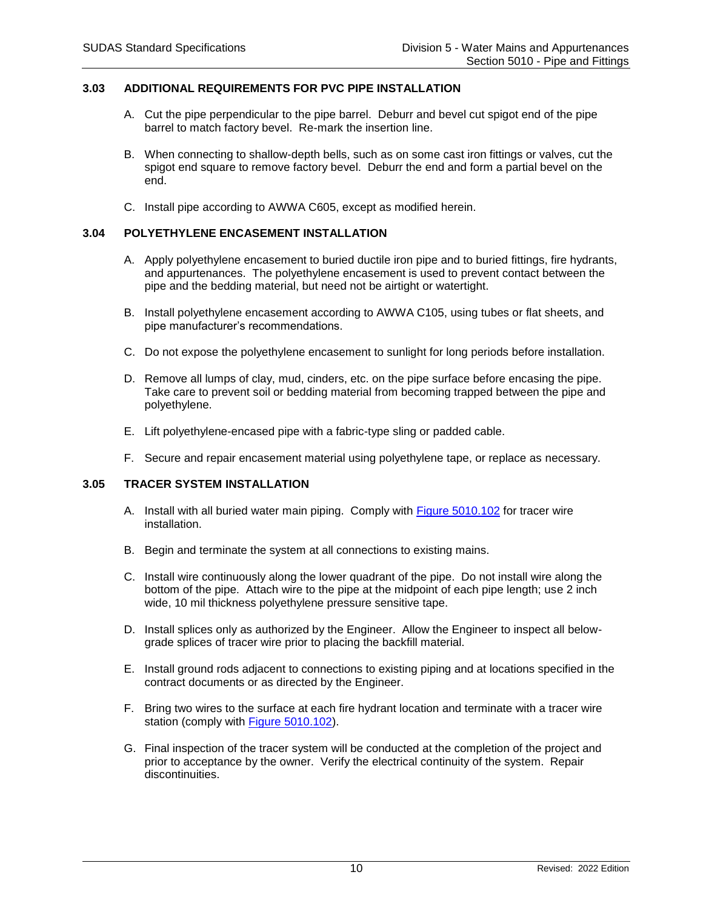## 3.03 ADDITIONAL REQUIREMENTS FOR PVC PIPE INSTALLATION

A. Cut the pipe perpendicular to the pipe barrel. Deburr and bevel cut spigot end of the pipe barrel to match factory bevel. Re-mark the insertion line.

B. When connecting to shallow-depth bells, such as on some cast iron fittings or valves, cut the spigot end square to remove factory bevel. Deburr the end and form a partial bevel on the end.

C. Install pipe according to AWWA C605, except as modified herein.

## 3.04 POLYETHYLENE ENCASEMENT INSTALLATION

A. Apply polyethylene encasement to buried ductile iron pipe and to buried fittings, fire hydrants, and appurtenances. The polyethylene encasement is used to prevent contact between the pipe and the bedding material, but need not be airtight or watertight.

B. Install polyethylene encasement according to AWWA C105, using tubes or flat sheets, and pipe manufacturer's recommendations.

C. Do not expose the polyethylene encasement to sunlight for long periods before installation.

D. Remove all lumps of clay, mud, cinders, etc. on the pipe surface before encasing the pipe. Take care to prevent soil or bedding material from becoming trapped between the pipe and polyethylene.

E. Lift polyethylene-encased pipe with a fabric-type sling or padded cable.

F. Secure and repair encasement material using polyethylene tape, or replace as necessary.

## 3.05 TRACER SYSTEM INSTALLATION

A. Install with all buried water main piping. Comply with Figure 5010.102 for tracer wire installation.

B. Begin and terminate the system at all connections to existing mains.

C. Install wire continuously along the lower quadrant of the pipe. Do not install wire along the bottom of the pipe. Attach wire to the pipe at the midpoint of each pipe length; use 2 inch wide, 10 mil thickness polyethylene pressure sensitive tape.

D. Install splices only as authorized by the Engineer. Allow the Engineer to inspect all below-grade splices of tracer wire prior to placing the backfill material.

E. Install ground rods adjacent to connections to existing piping and at locations specified in the contract documents or as directed by the Engineer.

F. Bring two wires to the surface at each fire hydrant location and terminate with a tracer wire station (comply with Figure 5010.102).

G. Final inspection of the tracer system will be conducted at the completion of the project and prior to acceptance by the owner. Verify the electrical continuity of the system. Repair discontinuities.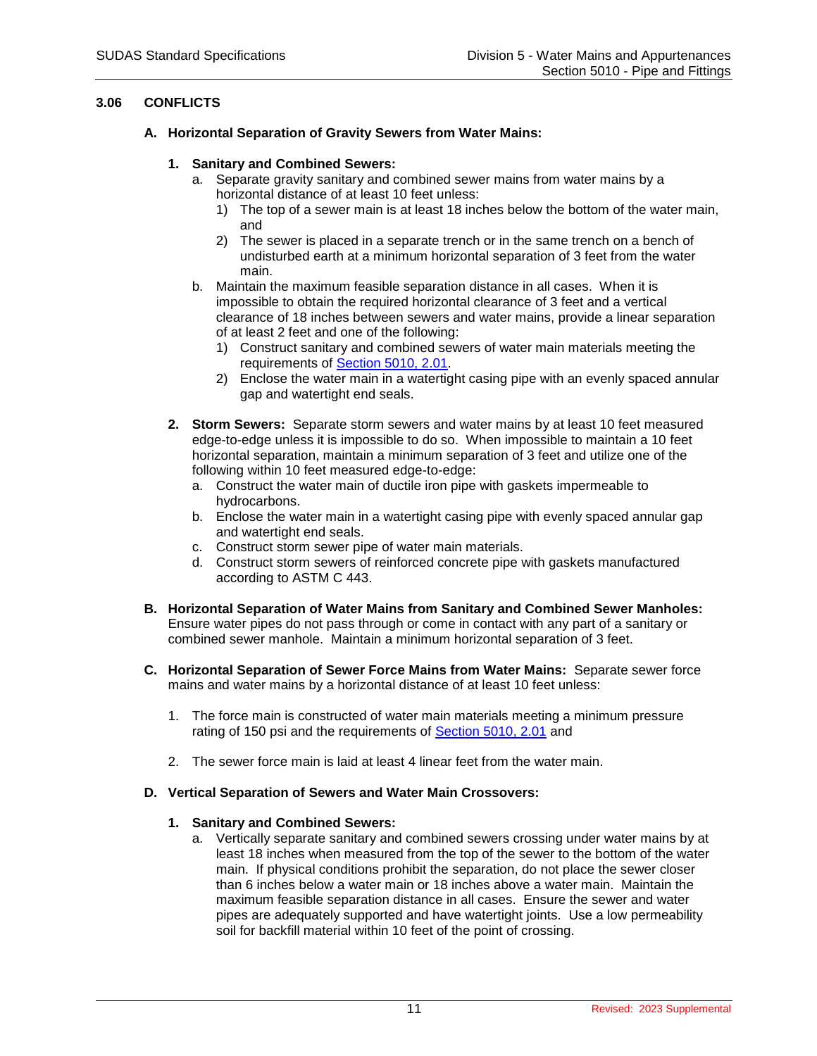## 3.06 CONFLICTS

### A. Horizontal Separation of Gravity Sewers from Water Mains:

#### 1. Sanitary and Combined Sewers:

a. Separate gravity sanitary and combined sewer mains from water mains by a horizontal distance of at least 10 feet unless:
   1) The top of a sewer main is at least 18 inches below the bottom of the water main, and
   2) The sewer is placed in a separate trench or in the same trench on a bench of undisturbed earth at a minimum horizontal separation of 3 feet from the water main.

b. Maintain the maximum feasible separation distance in all cases. When it is impossible to obtain the required horizontal clearance of 3 feet and a vertical clearance of 18 inches between sewers and water mains, provide a linear separation of at least 2 feet and one of the following:
   1) Construct sanitary and combined sewers of water main materials meeting the requirements of Section 5010, 2.01.
   2) Enclose the water main in a watertight casing pipe with an evenly spaced annular gap and watertight end seals.

#### 2. Storm Sewers:

**Storm Sewers:** Separate storm sewers and water mains by at least 10 feet measured edge-to-edge unless it is impossible to do so. When impossible to maintain a 10 feet horizontal separation, maintain a minimum separation of 3 feet and utilize one of the following within 10 feet measured edge-to-edge:

a. Construct the water main of ductile iron pipe with gaskets impermeable to hydrocarbons.
b. Enclose the water main in a watertight casing pipe with evenly spaced annular gap and watertight end seals.
c. Construct storm sewer pipe of water main materials.
d. Construct storm sewers of reinforced concrete pipe with gaskets manufactured according to ASTM C 443.

### B. Horizontal Separation of Water Mains from Sanitary and Combined Sewer Manholes:

Ensure water pipes do not pass through or come in contact with any part of a sanitary or combined sewer manhole. Maintain a minimum horizontal separation of 3 feet.

### C. Horizontal Separation of Sewer Force Mains from Water Mains:

Separate sewer force mains and water mains by a horizontal distance of at least 10 feet unless:

1. The force main is constructed of water main materials meeting a minimum pressure rating of 150 psi and the requirements of Section 5010, 2.01 and

2. The sewer force main is laid at least 4 linear feet from the water main.

### D. Vertical Separation of Sewers and Water Main Crossovers:

#### 1. Sanitary and Combined Sewers:

a. Vertically separate sanitary and combined sewers crossing under water mains by at least 18 inches when measured from the top of the sewer to the bottom of the water main. If physical conditions prohibit the separation, do not place the sewer closer than 6 inches below a water main or 18 inches above a water main. Maintain the maximum feasible separation distance in all cases. Ensure the sewer and water pipes are adequately supported and have watertight joints. Use a low permeability soil for backfill material within 10 feet of the point of crossing.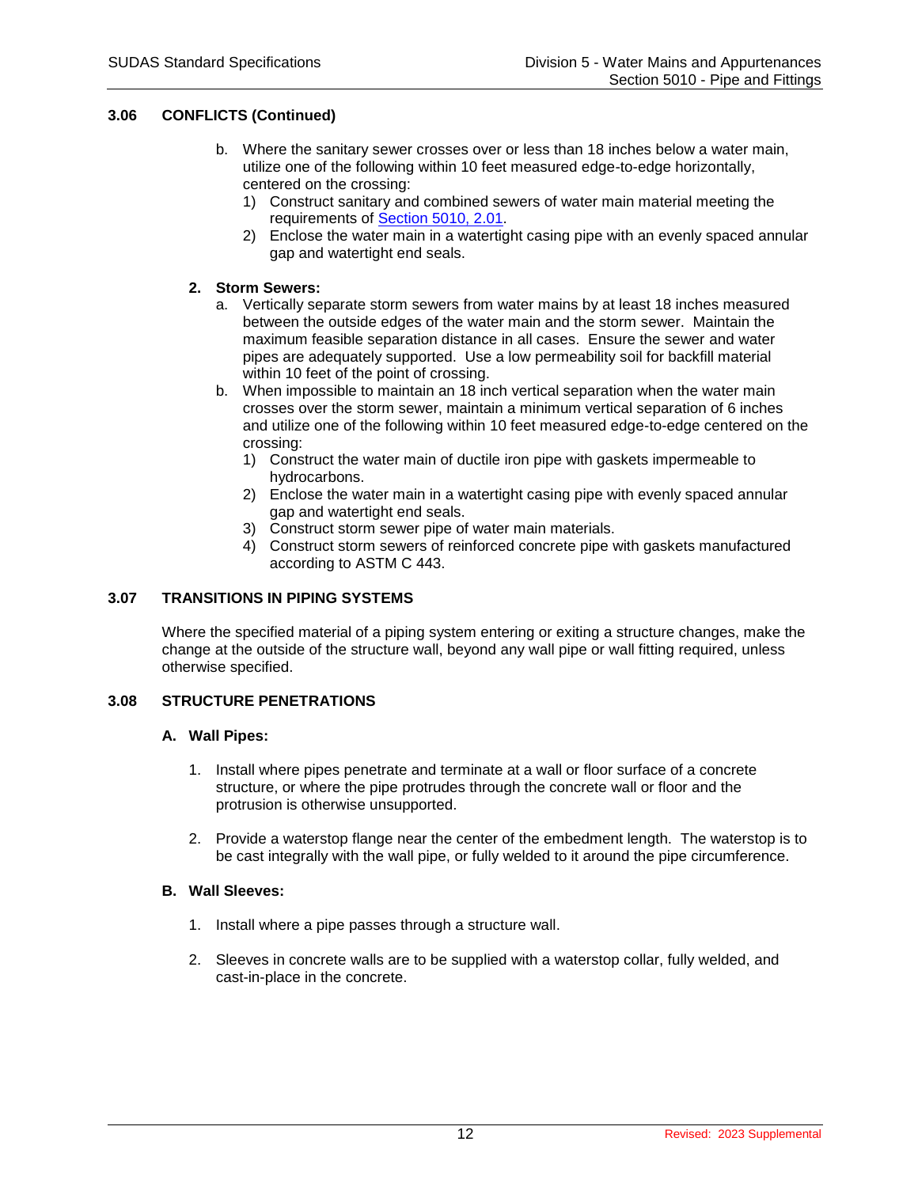## 3.06 CONFLICTS (Continued)

b. Where the sanitary sewer crosses over or less than 18 inches below a water main, utilize one of the following within 10 feet measured edge-to-edge horizontally, centered on the crossing:
   1) Construct sanitary and combined sewers of water main material meeting the requirements of Section 5010, 2.01.
   2) Enclose the water main in a watertight casing pipe with an evenly spaced annular gap and watertight end seals.

**2. Storm Sewers:**

a. Vertically separate storm sewers from water mains by at least 18 inches measured between the outside edges of the water main and the storm sewer. Maintain the maximum feasible separation distance in all cases. Ensure the sewer and water pipes are adequately supported. Use a low permeability soil for backfill material within 10 feet of the point of crossing.

b. When impossible to maintain an 18 inch vertical separation when the water main crosses over the storm sewer, maintain a minimum vertical separation of 6 inches and utilize one of the following within 10 feet measured edge-to-edge centered on the crossing:
   1) Construct the water main of ductile iron pipe with gaskets impermeable to hydrocarbons.
   2) Enclose the water main in a watertight casing pipe with evenly spaced annular gap and watertight end seals.
   3) Construct storm sewer pipe of water main materials.
   4) Construct storm sewers of reinforced concrete pipe with gaskets manufactured according to ASTM C 443.

## 3.07 TRANSITIONS IN PIPING SYSTEMS

Where the specified material of a piping system entering or exiting a structure changes, make the change at the outside of the structure wall, beyond any wall pipe or wall fitting required, unless otherwise specified.

## 3.08 STRUCTURE PENETRATIONS

### A. Wall Pipes:

1. Install where pipes penetrate and terminate at a wall or floor surface of a concrete structure, or where the pipe protrudes through the concrete wall or floor and the protrusion is otherwise unsupported.

2. Provide a waterstop flange near the center of the embedment length. The waterstop is to be cast integrally with the wall pipe, or fully welded to it around the pipe circumference.

### B. Wall Sleeves:

1. Install where a pipe passes through a structure wall.

2. Sleeves in concrete walls are to be supplied with a waterstop collar, fully welded, and cast-in-place in the concrete.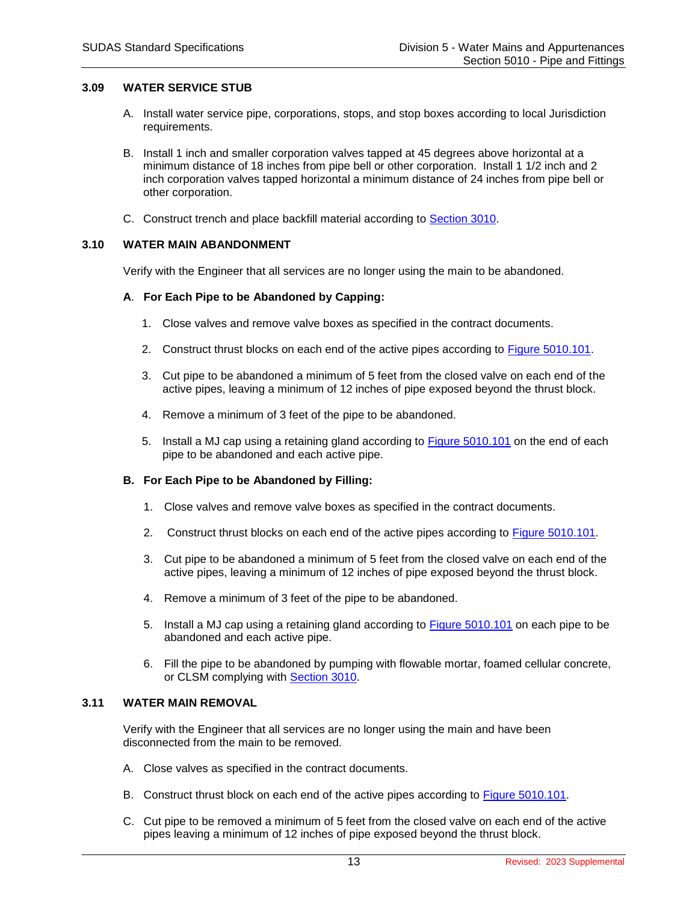## 3.09 WATER SERVICE STUB

A. Install water service pipe, corporations, stops, and stop boxes according to local Jurisdiction requirements.

B. Install 1 inch and smaller corporation valves tapped at 45 degrees above horizontal at a minimum distance of 18 inches from pipe bell or other corporation. Install 1 1/2 inch and 2 inch corporation valves tapped horizontal a minimum distance of 24 inches from pipe bell or other corporation.

C. Construct trench and place backfill material according to Section 3010.

## 3.10 WATER MAIN ABANDONMENT

Verify with the Engineer that all services are no longer using the main to be abandoned.

**A. For Each Pipe to be Abandoned by Capping:**

1. Close valves and remove valve boxes as specified in the contract documents.
2. Construct thrust blocks on each end of the active pipes according to Figure 5010.101.
3. Cut pipe to be abandoned a minimum of 5 feet from the closed valve on each end of the active pipes, leaving a minimum of 12 inches of pipe exposed beyond the thrust block.
4. Remove a minimum of 3 feet of the pipe to be abandoned.
5. Install a MJ cap using a retaining gland according to Figure 5010.101 on the end of each pipe to be abandoned and each active pipe.

**B. For Each Pipe to be Abandoned by Filling:**

1. Close valves and remove valve boxes as specified in the contract documents.
2. Construct thrust blocks on each end of the active pipes according to Figure 5010.101.
3. Cut pipe to be abandoned a minimum of 5 feet from the closed valve on each end of the active pipes, leaving a minimum of 12 inches of pipe exposed beyond the thrust block.
4. Remove a minimum of 3 feet of the pipe to be abandoned.
5. Install a MJ cap using a retaining gland according to Figure 5010.101 on each pipe to be abandoned and each active pipe.
6. Fill the pipe to be abandoned by pumping with flowable mortar, foamed cellular concrete, or CLSM complying with Section 3010.

## 3.11 WATER MAIN REMOVAL

Verify with the Engineer that all services are no longer using the main and have been disconnected from the main to be removed.

A. Close valves as specified in the contract documents.

B. Construct thrust block on each end of the active pipes according to Figure 5010.101.

C. Cut pipe to be removed a minimum of 5 feet from the closed valve on each end of the active pipes leaving a minimum of 12 inches of pipe exposed beyond the thrust block.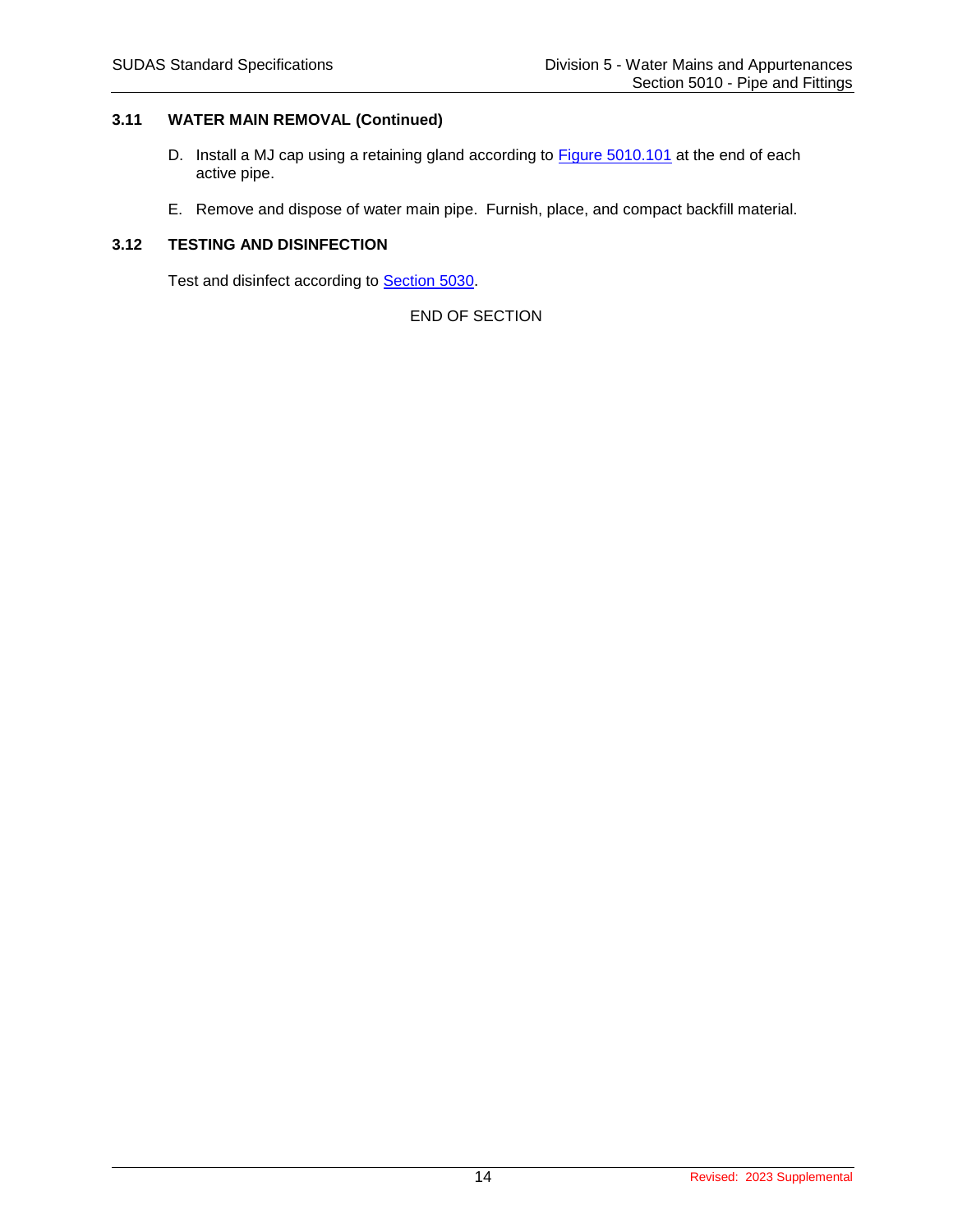## 3.11 WATER MAIN REMOVAL (Continued)

D. Install a MJ cap using a retaining gland according to Figure 5010.101 at the end of each active pipe.

E. Remove and dispose of water main pipe. Furnish, place, and compact backfill material.

## 3.12 TESTING AND DISINFECTION

Test and disinfect according to Section 5030.

END OF SECTION